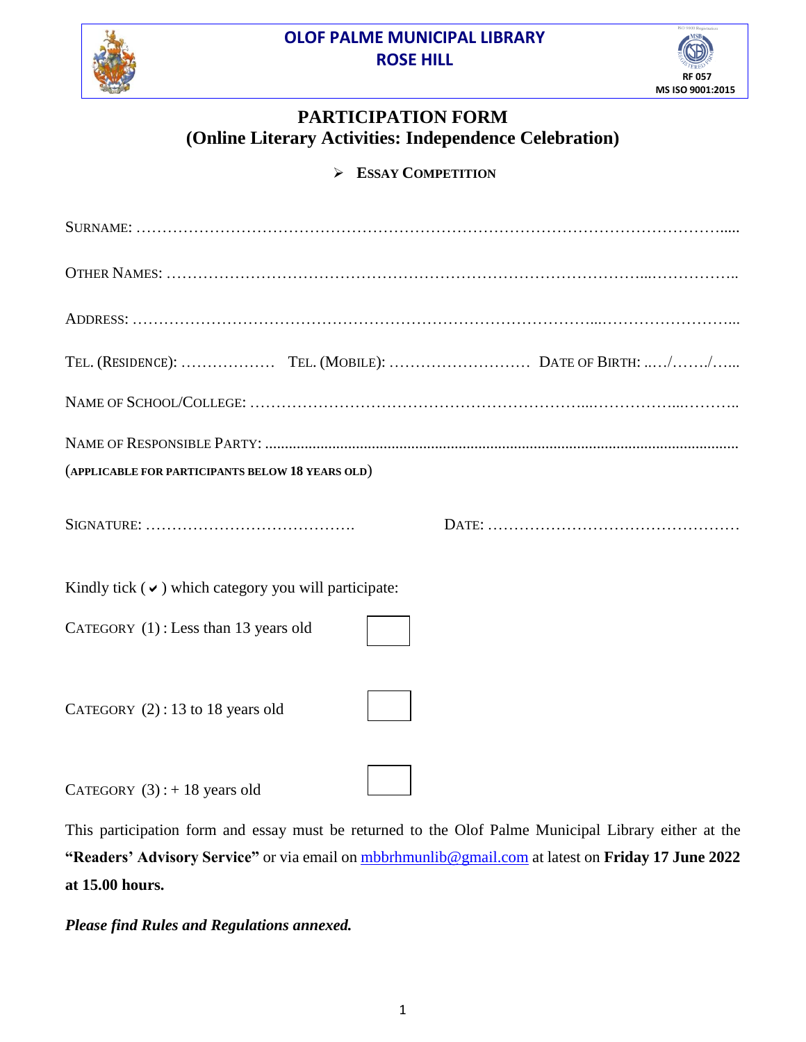# OLOF PALME MUNICIPAL LIBRARY
## ROSE HILL

RF 057
MS ISO 9001:2015

# PARTICIPATION FORM
## (Online Literary Activities: Independence Celebration)

- **ESSAY COMPETITION**

SURNAME: ……………………………………………………………………………………………….....

OTHER NAMES: ……………………………………………………………………………...……………..

ADDRESS: ……………………………………………………………………………...……………………...

TEL. (RESIDENCE): ……………… TEL. (MOBILE): ……………………… DATE OF BIRTH: ..…/……./…...

NAME OF SCHOOL/COLLEGE: ……………………………………………………...……………...………..

NAME OF RESPONSIBLE PARTY: ......................................................................................................................
(**APPLICABLE FOR PARTICIPANTS BELOW 18 YEARS OLD**)

SIGNATURE: …………………………………. DATE: …………………………………………

Kindly tick ( ✔ ) which category you will participate:

CATEGORY (1) : Less than 13 years old ☐

CATEGORY (2) : 13 to 18 years old ☐

CATEGORY (3) : + 18 years old ☐

This participation form and essay must be returned to the Olof Palme Municipal Library either at the **"Readers' Advisory Service"** or via email on mbbrhmunlib@gmail.com at latest on **Friday 17 June 2022 at 15.00 hours.**

***Please find Rules and Regulations annexed.***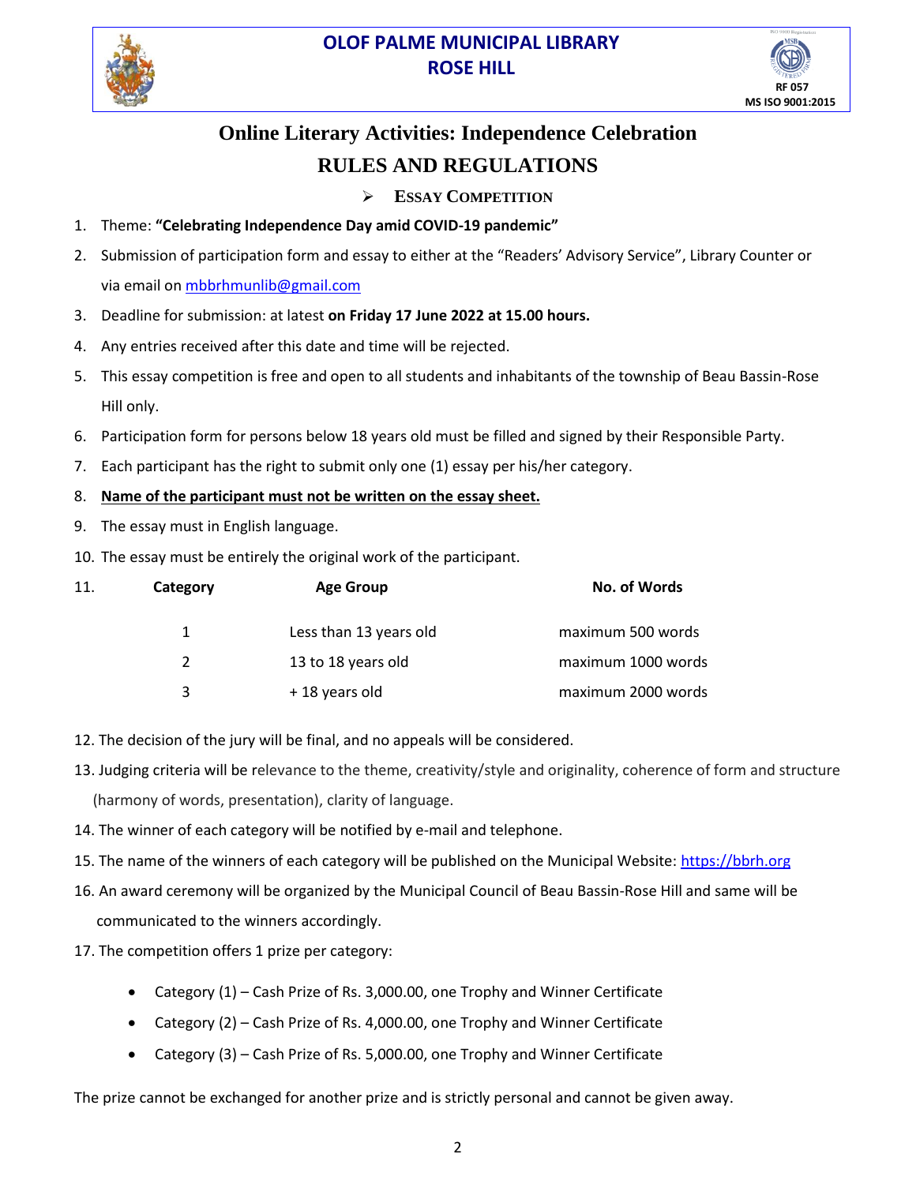**OLOF PALME MUNICIPAL LIBRARY**
**ROSE HILL**

RF 057
MS ISO 9001:2015

# Online Literary Activities: Independence Celebration

## RULES AND REGULATIONS

### ➢ Essay Competition

1. Theme: **"Celebrating Independence Day amid COVID-19 pandemic"**
2. Submission of participation form and essay to either at the "Readers' Advisory Service", Library Counter or via email on mbbrhmunlib@gmail.com
3. Deadline for submission: at latest **on Friday 17 June 2022 at 15.00 hours.**
4. Any entries received after this date and time will be rejected.
5. This essay competition is free and open to all students and inhabitants of the township of Beau Bassin-Rose Hill only.
6. Participation form for persons below 18 years old must be filled and signed by their Responsible Party.
7. Each participant has the right to submit only one (1) essay per his/her category.
8. **<u>Name of the participant must not be written on the essay sheet.</u>**
9. The essay must in English language.
10. The essay must be entirely the original work of the participant.
11. 

| Category | Age Group | No. of Words |
|---|---|---|
| 1 | Less than 13 years old | maximum 500 words |
| 2 | 13 to 18 years old | maximum 1000 words |
| 3 | + 18 years old | maximum 2000 words |

12. The decision of the jury will be final, and no appeals will be considered.
13. Judging criteria will be relevance to the theme, creativity/style and originality, coherence of form and structure (harmony of words, presentation), clarity of language.
14. The winner of each category will be notified by e-mail and telephone.
15. The name of the winners of each category will be published on the Municipal Website: https://bbrh.org
16. An award ceremony will be organized by the Municipal Council of Beau Bassin-Rose Hill and same will be communicated to the winners accordingly.
17. The competition offers 1 prize per category:
    - Category (1) – Cash Prize of Rs. 3,000.00, one Trophy and Winner Certificate
    - Category (2) – Cash Prize of Rs. 4,000.00, one Trophy and Winner Certificate
    - Category (3) – Cash Prize of Rs. 5,000.00, one Trophy and Winner Certificate

The prize cannot be exchanged for another prize and is strictly personal and cannot be given away.